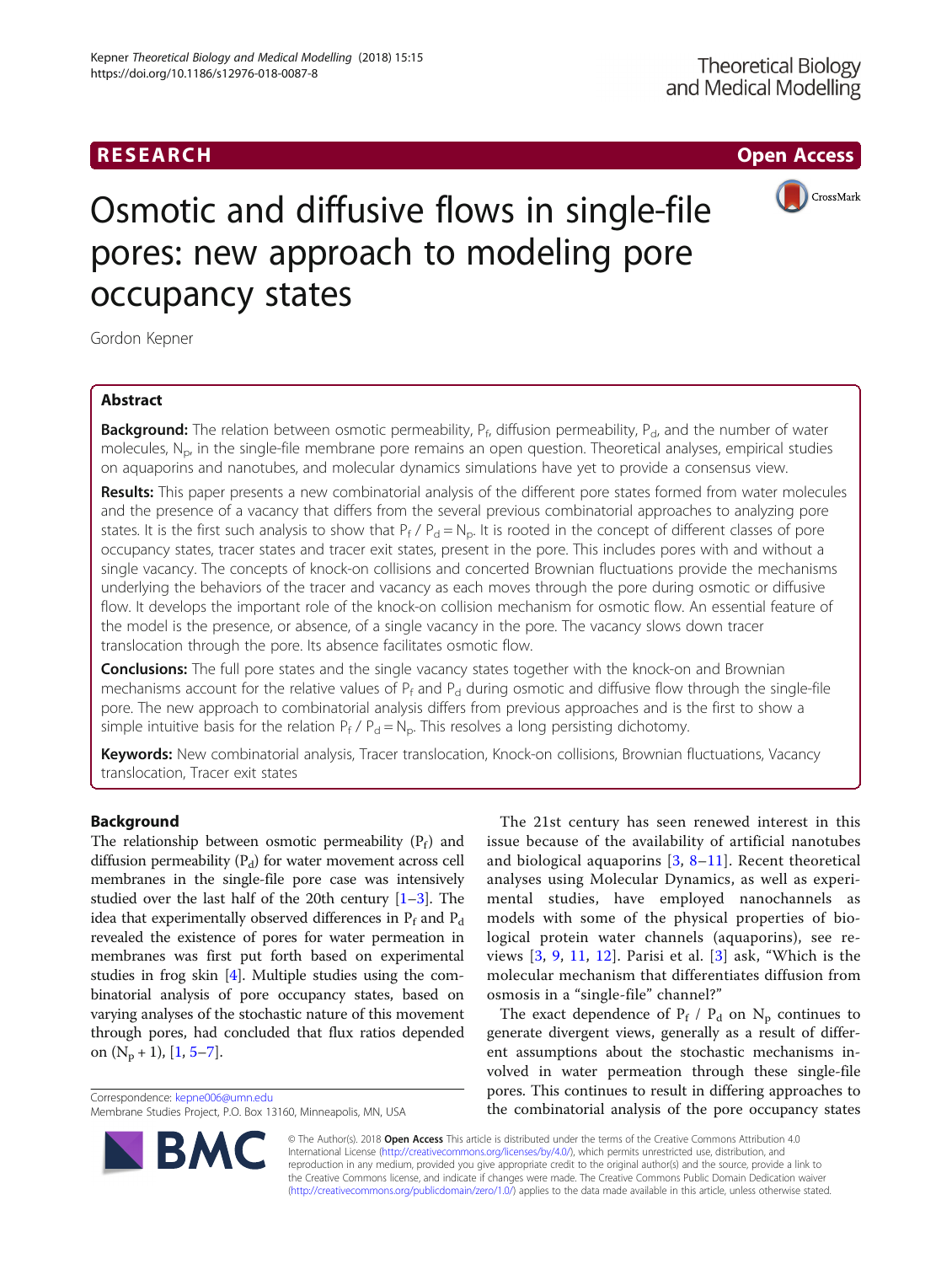# Osmotic and diffusive flows in single-file pores: new approach to modeling pore occupancy states

Gordon Kepner

## Abstract

**Background:** The relation between osmotic permeability, $P_f$, diffusion permeability, $P_d$, and the number of water molecules, $N_p$, in the single-file membrane pore remains an open question. Theoretical analyses, empirical studies on aquaporins and nanotubes, and molecular dynamics simulations have yet to provide a consensus view.

**Results:** This paper presents a new combinatorial analysis of the different pore states formed from water molecules and the presence of a vacancy that differs from the several previous combinatorial approaches to analyzing pore states. It is the first such analysis to show that $P_f$ / $P_d$ = $N_p$. It is rooted in the concept of different classes of pore occupancy states, tracer states and tracer exit states, present in the pore. This includes pores with and without a single vacancy. The concepts of knock-on collisions and concerted Brownian fluctuations provide the mechanisms underlying the behaviors of the tracer and vacancy as each moves through the pore during osmotic or diffusive flow. It develops the important role of the knock-on collision mechanism for osmotic flow. An essential feature of the model is the presence, or absence, of a single vacancy in the pore. The vacancy slows down tracer translocation through the pore. Its absence facilitates osmotic flow.

**Conclusions:** The full pore states and the single vacancy states together with the knock-on and Brownian mechanisms account for the relative values of $P_f$ and $P_d$ during osmotic and diffusive flow through the single-file pore. The new approach to combinatorial analysis differs from previous approaches and is the first to show a simple intuitive basis for the relation $P_f$ / $P_d$ = $N_p$. This resolves a long persisting dichotomy.

**Keywords:** New combinatorial analysis, Tracer translocation, Knock-on collisions, Brownian fluctuations, Vacancy translocation, Tracer exit states

## Background

The relationship between osmotic permeability ($P_f$) and diffusion permeability ($P_d$) for water movement across cell membranes in the single-file pore case was intensively studied over the last half of the 20th century [1–3]. The idea that experimentally observed differences in $P_f$ and $P_d$ revealed the existence of pores for water permeation in membranes was first put forth based on experimental studies in frog skin [4]. Multiple studies using the combinatorial analysis of pore occupancy states, based on varying analyses of the stochastic nature of this movement through pores, had concluded that flux ratios depended on ($N_p$ + 1), [1, 5–7].

The 21st century has seen renewed interest in this issue because of the availability of artificial nanotubes and biological aquaporins [3, 8–11]. Recent theoretical analyses using Molecular Dynamics, as well as experimental studies, have employed nanochannels as models with some of the physical properties of biological protein water channels (aquaporins), see reviews [3, 9, 11, 12]. Parisi et al. [3] ask, "Which is the molecular mechanism that differentiates diffusion from osmosis in a "single-file" channel?"

The exact dependence of $P_f$ / $P_d$ on $N_p$ continues to generate divergent views, generally as a result of different assumptions about the stochastic mechanisms involved in water permeation through these single-file pores. This continues to result in differing approaches to the combinatorial analysis of the pore occupancy states

Correspondence: kepne006@umn.edu
Membrane Studies Project, P.O. Box 13160, Minneapolis, MN, USA

© The Author(s). 2018 **Open Access** This article is distributed under the terms of the Creative Commons Attribution 4.0 International License (http://creativecommons.org/licenses/by/4.0/), which permits unrestricted use, distribution, and reproduction in any medium, provided you give appropriate credit to the original author(s) and the source, provide a link to the Creative Commons license, and indicate if changes were made. The Creative Commons Public Domain Dedication waiver (http://creativecommons.org/publicdomain/zero/1.0/) applies to the data made available in this article, unless otherwise stated.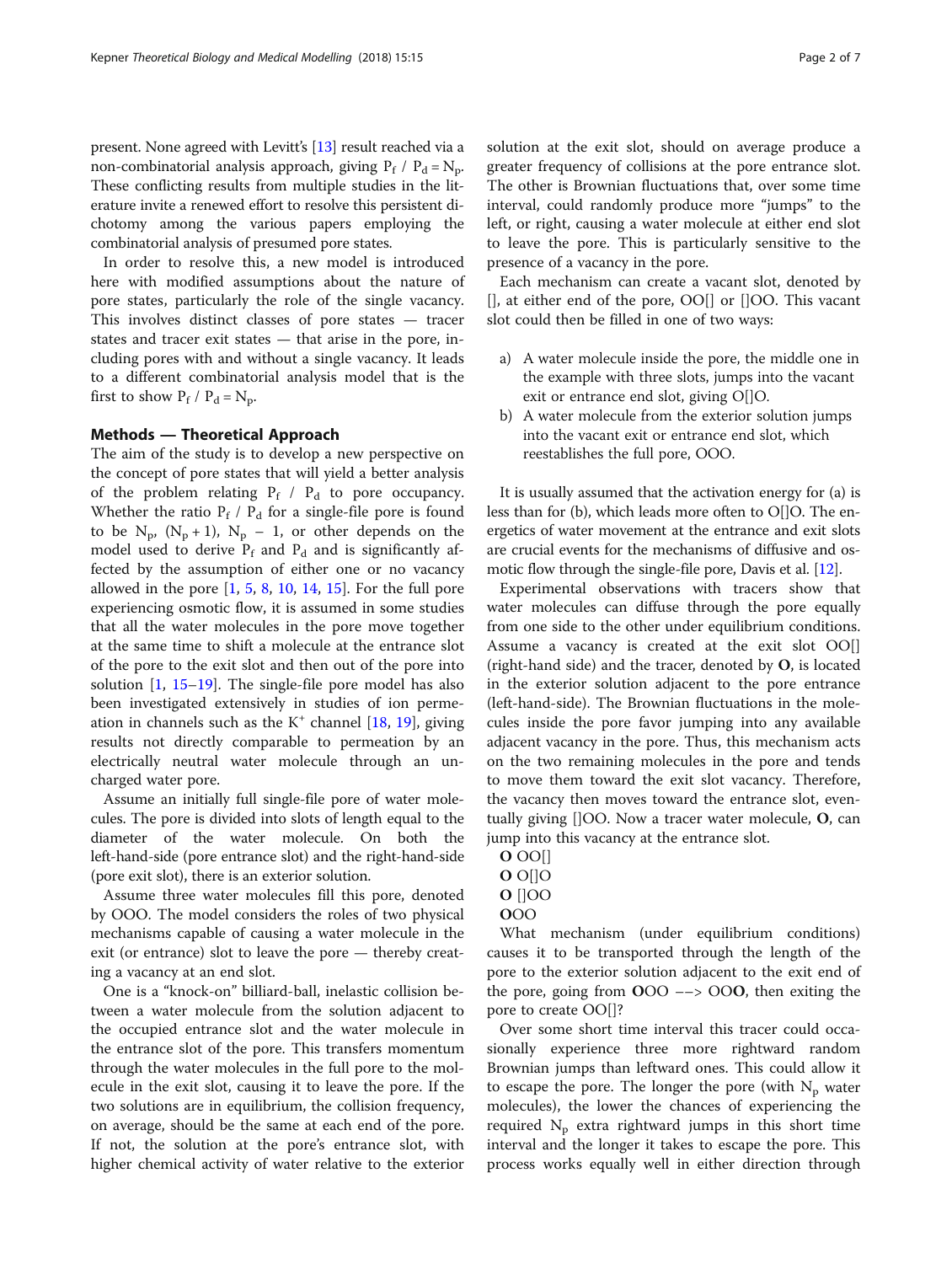present. None agreed with Levitt's [13] result reached via a non-combinatorial analysis approach, giving $P_f$ / $P_d$ = $N_p$. These conflicting results from multiple studies in the literature invite a renewed effort to resolve this persistent dichotomy among the various papers employing the combinatorial analysis of presumed pore states.

In order to resolve this, a new model is introduced here with modified assumptions about the nature of pore states, particularly the role of the single vacancy. This involves distinct classes of pore states — tracer states and tracer exit states — that arise in the pore, including pores with and without a single vacancy. It leads to a different combinatorial analysis model that is the first to show $P_f$ / $P_d$ = $N_p$.

## Methods — Theoretical Approach

The aim of the study is to develop a new perspective on the concept of pore states that will yield a better analysis of the problem relating $P_f$ / $P_d$ to pore occupancy. Whether the ratio $P_f$ / $P_d$ for a single-file pore is found to be $N_p$, ($N_p$ + 1), $N_p$ − 1, or other depends on the model used to derive $P_f$ and $P_d$ and is significantly affected by the assumption of either one or no vacancy allowed in the pore [1, 5, 8, 10, 14, 15]. For the full pore experiencing osmotic flow, it is assumed in some studies that all the water molecules in the pore move together at the same time to shift a molecule at the entrance slot of the pore to the exit slot and then out of the pore into solution [1, 15–19]. The single-file pore model has also been investigated extensively in studies of ion permeation in channels such as the $K^+$ channel [18, 19], giving results not directly comparable to permeation by an electrically neutral water molecule through an uncharged water pore.

Assume an initially full single-file pore of water molecules. The pore is divided into slots of length equal to the diameter of the water molecule. On both the left-hand-side (pore entrance slot) and the right-hand-side (pore exit slot), there is an exterior solution.

Assume three water molecules fill this pore, denoted by OOO. The model considers the roles of two physical mechanisms capable of causing a water molecule in the exit (or entrance) slot to leave the pore — thereby creating a vacancy at an end slot.

One is a "knock-on" billiard-ball, inelastic collision between a water molecule from the solution adjacent to the occupied entrance slot and the water molecule in the entrance slot of the pore. This transfers momentum through the water molecules in the full pore to the molecule in the exit slot, causing it to leave the pore. If the two solutions are in equilibrium, the collision frequency, on average, should be the same at each end of the pore. If not, the solution at the pore's entrance slot, with higher chemical activity of water relative to the exterior solution at the exit slot, should on average produce a greater frequency of collisions at the pore entrance slot. The other is Brownian fluctuations that, over some time interval, could randomly produce more "jumps" to the left, or right, causing a water molecule at either end slot to leave the pore. This is particularly sensitive to the presence of a vacancy in the pore.

Each mechanism can create a vacant slot, denoted by [], at either end of the pore, OO[] or []OO. This vacant slot could then be filled in one of two ways:

a) A water molecule inside the pore, the middle one in the example with three slots, jumps into the vacant exit or entrance end slot, giving O[]O.
b) A water molecule from the exterior solution jumps into the vacant exit or entrance end slot, which reestablishes the full pore, OOO.

It is usually assumed that the activation energy for (a) is less than for (b), which leads more often to O[]O. The energetics of water movement at the entrance and exit slots are crucial events for the mechanisms of diffusive and osmotic flow through the single-file pore, Davis et al. [12].

Experimental observations with tracers show that water molecules can diffuse through the pore equally from one side to the other under equilibrium conditions. Assume a vacancy is created at the exit slot OO[] (right-hand side) and the tracer, denoted by **O**, is located in the exterior solution adjacent to the pore entrance (left-hand-side). The Brownian fluctuations in the molecules inside the pore favor jumping into any available adjacent vacancy in the pore. Thus, this mechanism acts on the two remaining molecules in the pore and tends to move them toward the exit slot vacancy. Therefore, the vacancy then moves toward the entrance slot, eventually giving []OO. Now a tracer water molecule, **O**, can jump into this vacancy at the entrance slot.

**O** OO[]
**O** O[]O
**O** []OO
**O**OO

What mechanism (under equilibrium conditions) causes it to be transported through the length of the pore to the exterior solution adjacent to the exit end of the pore, going from **O**OO −−> OO**O**, then exiting the pore to create OO[]?

Over some short time interval this tracer could occasionally experience three more rightward random Brownian jumps than leftward ones. This could allow it to escape the pore. The longer the pore (with $N_p$ water molecules), the lower the chances of experiencing the required $N_p$ extra rightward jumps in this short time interval and the longer it takes to escape the pore. This process works equally well in either direction through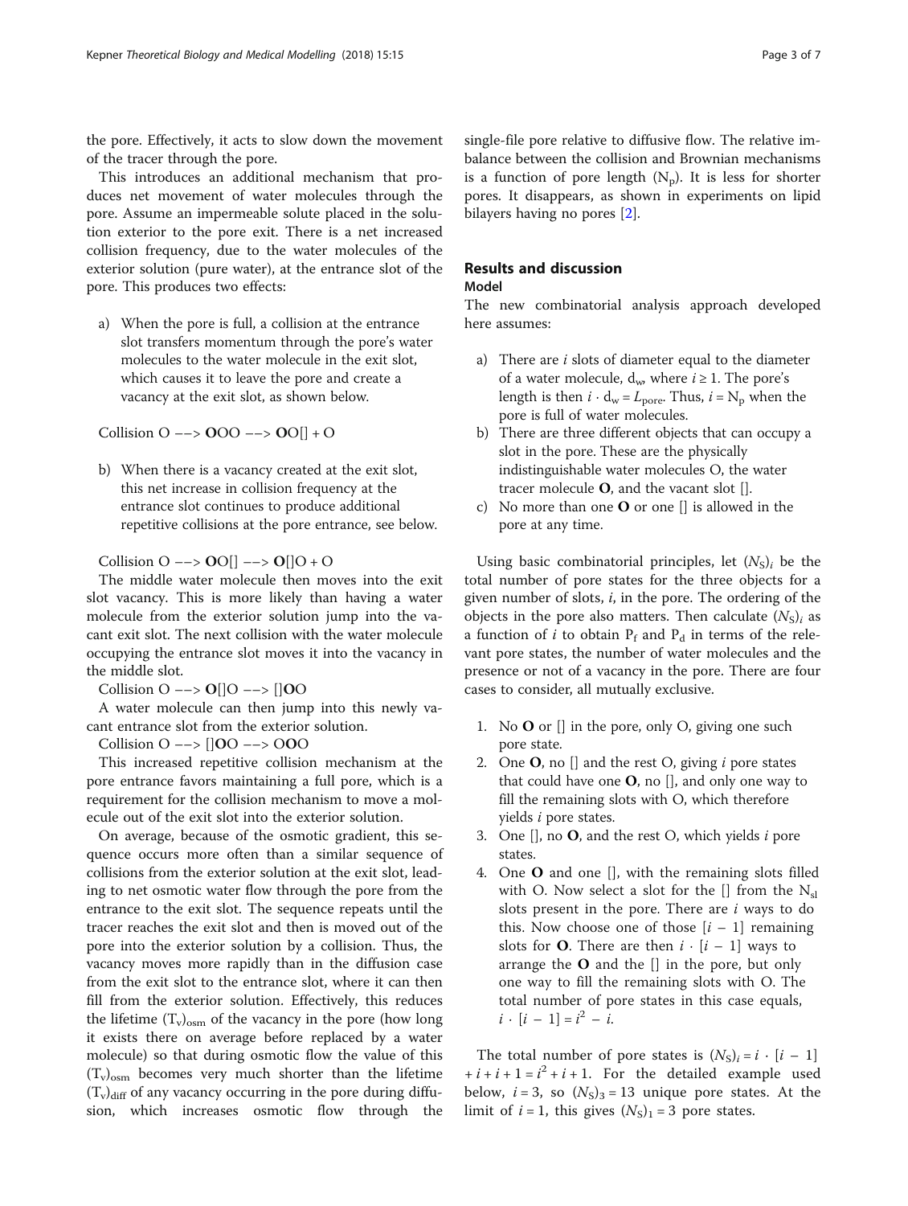the pore. Effectively, it acts to slow down the movement of the tracer through the pore.

This introduces an additional mechanism that produces net movement of water molecules through the pore. Assume an impermeable solute placed in the solution exterior to the pore exit. There is a net increased collision frequency, due to the water molecules of the exterior solution (pure water), at the entrance slot of the pore. This produces two effects:

a) When the pore is full, a collision at the entrance slot transfers momentum through the pore's water molecules to the water molecule in the exit slot, which causes it to leave the pore and create a vacancy at the exit slot, as shown below.

Collision O −−> **O**OO −−> **O**O[] + O

b) When there is a vacancy created at the exit slot, this net increase in collision frequency at the entrance slot continues to produce additional repetitive collisions at the pore entrance, see below.

Collision O −−> **O**O[] −−> **O**[]O + O

The middle water molecule then moves into the exit slot vacancy. This is more likely than having a water molecule from the exterior solution jump into the vacant exit slot. The next collision with the water molecule occupying the entrance slot moves it into the vacancy in the middle slot.

Collision O −−> **O**[]O −−> []**O**O

A water molecule can then jump into this newly vacant entrance slot from the exterior solution.

Collision O −−> []**O**O −−> O**O**O

This increased repetitive collision mechanism at the pore entrance favors maintaining a full pore, which is a requirement for the collision mechanism to move a molecule out of the exit slot into the exterior solution.

On average, because of the osmotic gradient, this sequence occurs more often than a similar sequence of collisions from the exterior solution at the exit slot, leading to net osmotic water flow through the pore from the entrance to the exit slot. The sequence repeats until the tracer reaches the exit slot and then is moved out of the pore into the exterior solution by a collision. Thus, the vacancy moves more rapidly than in the diffusion case from the exit slot to the entrance slot, where it can then fill from the exterior solution. Effectively, this reduces the lifetime $(T_v)_{osm}$ of the vacancy in the pore (how long it exists there on average before replaced by a water molecule) so that during osmotic flow the value of this $(T_v)_{osm}$ becomes very much shorter than the lifetime $(T_v)_{diff}$ of any vacancy occurring in the pore during diffusion, which increases osmotic flow through the single-file pore relative to diffusive flow. The relative imbalance between the collision and Brownian mechanisms is a function of pore length $(N_p)$. It is less for shorter pores. It disappears, as shown in experiments on lipid bilayers having no pores [2].

## Results and discussion

### Model

The new combinatorial analysis approach developed here assumes:

a) There are $i$ slots of diameter equal to the diameter of a water molecule, $d_w$, where $i \geq 1$. The pore's length is then $i \cdot d_w = L_{pore}$. Thus, $i = N_p$ when the pore is full of water molecules.
b) There are three different objects that can occupy a slot in the pore. These are the physically indistinguishable water molecules O, the water tracer molecule **O**, and the vacant slot [].
c) No more than one **O** or one [] is allowed in the pore at any time.

Using basic combinatorial principles, let $(N_S)_i$ be the total number of pore states for the three objects for a given number of slots, $i$, in the pore. The ordering of the objects in the pore also matters. Then calculate $(N_S)_i$ as a function of $i$ to obtain $P_f$ and $P_d$ in terms of the relevant pore states, the number of water molecules and the presence or not of a vacancy in the pore. There are four cases to consider, all mutually exclusive.

1. No **O** or [] in the pore, only O, giving one such pore state.
2. One **O**, no [] and the rest O, giving $i$ pore states that could have one **O**, no [], and only one way to fill the remaining slots with O, which therefore yields $i$ pore states.
3. One [], no **O**, and the rest O, which yields $i$ pore states.
4. One **O** and one [], with the remaining slots filled with O. Now select a slot for the [] from the $N_{sl}$ slots present in the pore. There are $i$ ways to do this. Now choose one of those $[i - 1]$ remaining slots for **O**. There are then $i \cdot [i - 1]$ ways to arrange the **O** and the [] in the pore, but only one way to fill the remaining slots with O. The total number of pore states in this case equals, $i \cdot [i - 1] = i^2 - i$.

The total number of pore states is $(N_S)_i = i \cdot [i - 1] + i + i + 1 = i^2 + i + 1$. For the detailed example used below, $i = 3$, so $(N_S)_3 = 13$ unique pore states. At the limit of $i = 1$, this gives $(N_S)_1 = 3$ pore states.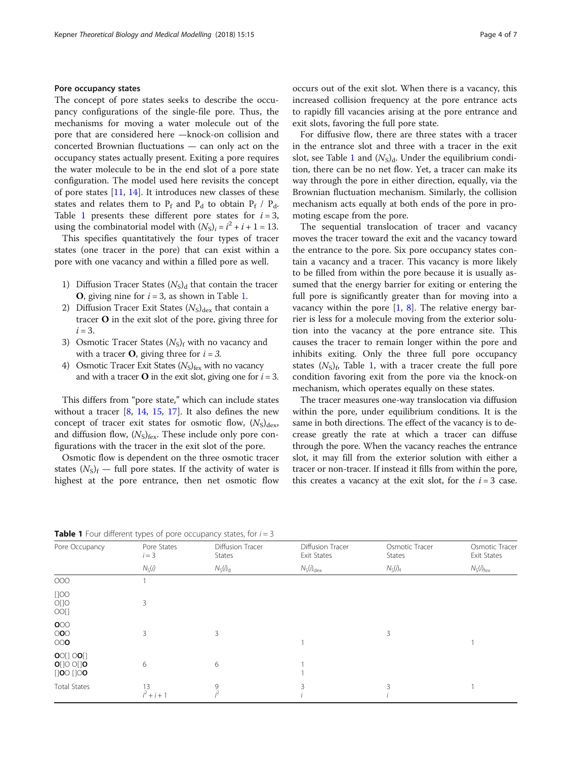### Pore occupancy states

The concept of pore states seeks to describe the occupancy configurations of the single-file pore. Thus, the mechanisms for moving a water molecule out of the pore that are considered here —knock-on collision and concerted Brownian fluctuations — can only act on the occupancy states actually present. Exiting a pore requires the water molecule to be in the end slot of a pore state configuration. The model used here revisits the concept of pore states [11, 14]. It introduces new classes of these states and relates them to $P_f$ and $P_d$ to obtain $P_f$ / $P_d$. Table 1 presents these different pore states for $i = 3$, using the combinatorial model with $(N_S)_i = i^2 + i + 1 = 13$.

This specifies quantitatively the four types of tracer states (one tracer in the pore) that can exist within a pore with one vacancy and within a filled pore as well.

1) Diffusion Tracer States $(N_S)_d$ that contain the tracer **O**, giving nine for $i = 3$, as shown in Table 1.
2) Diffusion Tracer Exit States $(N_S)_{dex}$ that contain a tracer **O** in the exit slot of the pore, giving three for $i = 3$.
3) Osmotic Tracer States $(N_S)_f$ with no vacancy and with a tracer **O**, giving three for $i = 3$.
4) Osmotic Tracer Exit States $(N_S)_{fex}$ with no vacancy and with a tracer **O** in the exit slot, giving one for $i = 3$.

This differs from "pore state," which can include states without a tracer [8, 14, 15, 17]. It also defines the new concept of tracer exit states for osmotic flow, $(N_S)_{dex}$, and diffusion flow, $(N_S)_{fex}$. These include only pore configurations with the tracer in the exit slot of the pore.

Osmotic flow is dependent on the three osmotic tracer states $(N_S)_f$ — full pore states. If the activity of water is highest at the pore entrance, then net osmotic flow occurs out of the exit slot. When there is a vacancy, this increased collision frequency at the pore entrance acts to rapidly fill vacancies arising at the pore entrance and exit slots, favoring the full pore state.

For diffusive flow, there are three states with a tracer in the entrance slot and three with a tracer in the exit slot, see Table 1 and $(N_S)_d$. Under the equilibrium condition, there can be no net flow. Yet, a tracer can make its way through the pore in either direction, equally, via the Brownian fluctuation mechanism. Similarly, the collision mechanism acts equally at both ends of the pore in promoting escape from the pore.

The sequential translocation of tracer and vacancy moves the tracer toward the exit and the vacancy toward the entrance to the pore. Six pore occupancy states contain a vacancy and a tracer. This vacancy is more likely to be filled from within the pore because it is usually assumed that the energy barrier for exiting or entering the full pore is significantly greater than for moving into a vacancy within the pore [1, 8]. The relative energy barrier is less for a molecule moving from the exterior solution into the vacancy at the pore entrance site. This causes the tracer to remain longer within the pore and inhibits exiting. Only the three full pore occupancy states $(N_S)_f$, Table 1, with a tracer create the full pore condition favoring exit from the pore via the knock-on mechanism, which operates equally on these states.

The tracer measures one-way translocation via diffusion within the pore, under equilibrium conditions. It is the same in both directions. The effect of the vacancy is to decrease greatly the rate at which a tracer can diffuse through the pore. When the vacancy reaches the entrance slot, it may fill from the exterior solution with either a tracer or non-tracer. If instead it fills from within the pore, this creates a vacancy at the exit slot, for the $i = 3$ case.

**Table 1** Four different types of pore occupancy states, for $i = 3$

| Pore Occupancy | Pore States $i = 3$ | Diffusion Tracer States | Diffusion Tracer Exit States | Osmotic Tracer States | Osmotic Tracer Exit States |
|---|---|---|---|---|---|
| | $N_S(i)$ | $N_S(i)_d$ | $N_S(i)_{dex}$ | $N_S(i)_f$ | $N_S(i)_{fex}$ |
| OOO | 1 | | | | |
| []OO<br>O[]O<br>OO[] | 3 | | | | |
| **O**OO<br>O**O**O<br>OO**O** | 3 | 3 | 1 | 3 | 1 |
| **O**O[] O**O**[]<br>**O**[]O O[]**O**<br>[]**O**O []O**O** | 6 | 6 | 1<br>1 | | |
| Total States | 13<br>$i^2 + i + 1$ | 9<br>$i^2$ | 3<br>$i$ | 3<br>$i$ | 1 |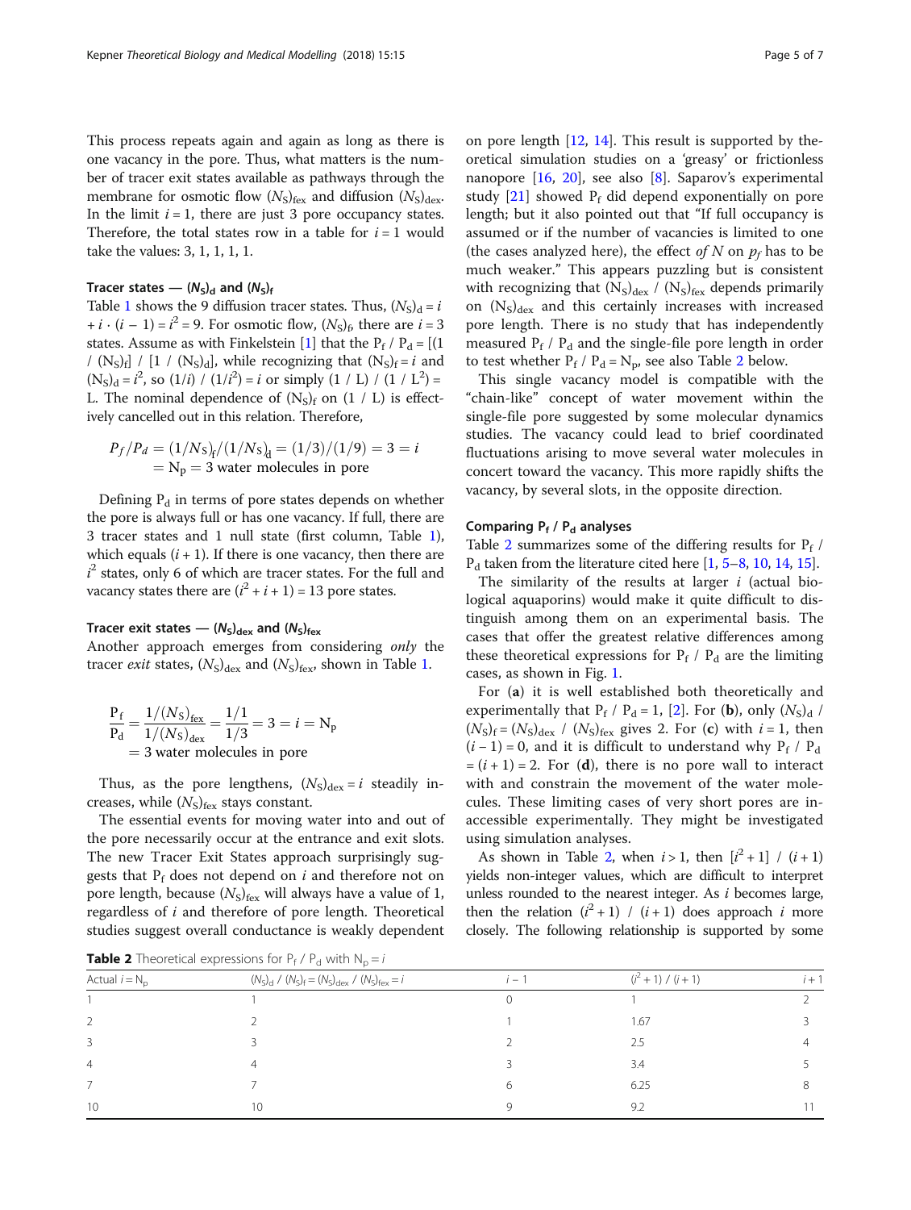This process repeats again and again as long as there is one vacancy in the pore. Thus, what matters is the number of tracer exit states available as pathways through the membrane for osmotic flow $(N_S)_{fex}$ and diffusion $(N_S)_{dex}$. In the limit $i = 1$, there are just 3 pore occupancy states. Therefore, the total states row in a table for $i = 1$ would take the values: 3, 1, 1, 1, 1.

### Tracer states — $(N_S)_d$ and $(N_S)_f$

Table 1 shows the 9 diffusion tracer states. Thus, $(N_S)_d = i + i \cdot (i - 1) = i^2 = 9$. For osmotic flow, $(N_S)_f$, there are $i = 3$ tracer states. Assume as with Finkelstein [1] that the $P_f / P_d = [(1 / (N_S)_f] / [1 / (N_S)_d]$, while recognizing that $(N_S)_f = i$ and $(N_S)_d = i^2$, so $(1/i) / (1/i^2) = i$ or simply $(1 / L) / (1 / L^2) = L$. The nominal dependence of $(N_S)_f$ on $(1 / L)$ is effectively cancelled out in this relation. Therefore,

$$P_f/P_d = (1/N_S)_f/(1/N_S)_d = (1/3)/(1/9) = 3 = i = N_p = 3 \text{ water molecules in pore}$$

Defining $P_d$ in terms of pore states depends on whether the pore is always full or has one vacancy. If full, there are 3 tracer states and 1 null state (first column, Table 1), which equals $(i + 1)$. If there is one vacancy, then there are $i^2$ states, only 6 of which are tracer states. For the full and vacancy states there are $(i^2 + i + 1) = 13$ pore states.

### Tracer exit states — $(N_S)_{dex}$ and $(N_S)_{fex}$

Another approach emerges from considering *only* the tracer *exit* states, $(N_S)_{dex}$ and $(N_S)_{fex}$, shown in Table 1.

$$\frac{P_f}{P_d} = \frac{1/(N_S)_{fex}}{1/(N_S)_{dex}} = \frac{1/1}{1/3} = 3 = i = N_p = 3 \text{ water molecules in pore}$$

Thus, as the pore lengthens, $(N_S)_{dex} = i$ steadily increases, while $(N_S)_{fex}$ stays constant.

The essential events for moving water into and out of the pore necessarily occur at the entrance and exit slots. The new Tracer Exit States approach surprisingly suggests that $P_f$ does not depend on $i$ and therefore not on pore length, because $(N_S)_{fex}$ will always have a value of 1, regardless of $i$ and therefore of pore length. Theoretical studies suggest overall conductance is weakly dependent on pore length [12, 14]. This result is supported by theoretical simulation studies on a 'greasy' or frictionless nanopore [16, 20], see also [8]. Saparov's experimental study [21] showed $P_f$ did depend exponentially on pore length; but it also pointed out that "If full occupancy is assumed or if the number of vacancies is limited to one (the cases analyzed here), the effect *of N* on $p_f$ has to be much weaker." This appears puzzling but is consistent with recognizing that $(N_S)_{dex} / (N_S)_{fex}$ depends primarily on $(N_S)_{dex}$ and this certainly increases with increased pore length. There is no study that has independently measured $P_f / P_d$ and the single-file pore length in order to test whether $P_f / P_d = N_p$, see also Table 2 below.

This single vacancy model is compatible with the "chain-like" concept of water movement within the single-file pore suggested by some molecular dynamics studies. The vacancy could lead to brief coordinated fluctuations arising to move several water molecules in concert toward the vacancy. This more rapidly shifts the vacancy, by several slots, in the opposite direction.

### Comparing $P_f / P_d$ analyses

Table 2 summarizes some of the differing results for $P_f / P_d$ taken from the literature cited here [1, 5–8, 10, 14, 15].

The similarity of the results at larger $i$ (actual biological aquaporins) would make it quite difficult to distinguish among them on an experimental basis. The cases that offer the greatest relative differences among these theoretical expressions for $P_f / P_d$ are the limiting cases, as shown in Fig. 1.

For (**a**) it is well established both theoretically and experimentally that $P_f / P_d = 1$, [2]. For (**b**), only $(N_S)_d / (N_S)_f = (N_S)_{dex} / (N_S)_{fex}$ gives 2. For (**c**) with $i = 1$, then $(i - 1) = 0$, and it is difficult to understand why $P_f / P_d = (i + 1) = 2$. For (**d**), there is no pore wall to interact with and constrain the movement of the water molecules. These limiting cases of very short pores are inaccessible experimentally. They might be investigated using simulation analyses.

As shown in Table 2, when $i > 1$, then $[i^2 + 1] / (i + 1)$ yields non-integer values, which are difficult to interpret unless rounded to the nearest integer. As $i$ becomes large, then the relation $(i^2 + 1) / (i + 1)$ does approach $i$ more closely. The following relationship is supported by some

**Table 2** Theoretical expressions for $P_f / P_d$ with $N_p = i$

| Actual $i = N_p$ | $(N_S)_d / (N_S)_f = (N_S)_{dex} / (N_S)_{fex} = i$ | $i - 1$ | $(i^2 + 1) / (i + 1)$ | $i + 1$ |
|---|---|---|---|---|
| 1 | 1 | 0 | 1 | 2 |
| 2 | 2 | 1 | 1.67 | 3 |
| 3 | 3 | 2 | 2.5 | 4 |
| 4 | 4 | 3 | 3.4 | 5 |
| 7 | 7 | 6 | 6.25 | 8 |
| 10 | 10 | 9 | 9.2 | 11 |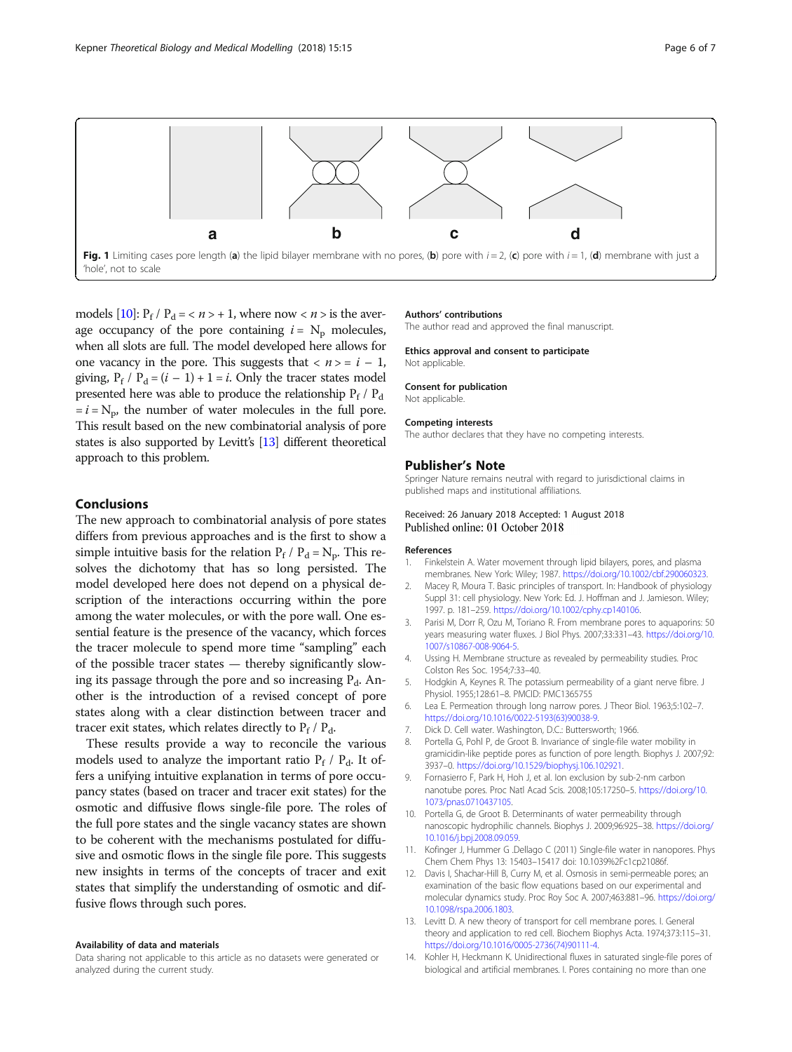Fig. 1 Limiting cases pore length (**a**) the lipid bilayer membrane with no pores, (**b**) pore with $i = 2$, (**c**) pore with $i = 1$, (**d**) membrane with just a 'hole', not to scale

models [10]: $P_f / P_d = \langle n \rangle + 1$, where now $\langle n \rangle$ is the average occupancy of the pore containing $i = N_p$ molecules, when all slots are full. The model developed here allows for one vacancy in the pore. This suggests that $\langle n \rangle = i - 1$, giving, $P_f / P_d = (i - 1) + 1 = i$. Only the tracer states model presented here was able to produce the relationship $P_f / P_d = i = N_p$, the number of water molecules in the full pore. This result based on the new combinatorial analysis of pore states is also supported by Levitt's [13] different theoretical approach to this problem.

## Conclusions

The new approach to combinatorial analysis of pore states differs from previous approaches and is the first to show a simple intuitive basis for the relation $P_f / P_d = N_p$. This resolves the dichotomy that has so long persisted. The model developed here does not depend on a physical description of the interactions occurring within the pore among the water molecules, or with the pore wall. One essential feature is the presence of the vacancy, which forces the tracer molecule to spend more time "sampling" each of the possible tracer states — thereby significantly slowing its passage through the pore and so increasing $P_d$. Another is the introduction of a revised concept of pore states along with a clear distinction between tracer and tracer exit states, which relates directly to $P_f / P_d$.

These results provide a way to reconcile the various models used to analyze the important ratio $P_f / P_d$. It offers a unifying intuitive explanation in terms of pore occupancy states (based on tracer and tracer exit states) for the osmotic and diffusive flows single-file pore. The roles of the full pore states and the single vacancy states are shown to be coherent with the mechanisms postulated for diffusive and osmotic flows in the single file pore. This suggests new insights in terms of the concepts of tracer and exit states that simplify the understanding of osmotic and diffusive flows through such pores.

### Availability of data and materials

Data sharing not applicable to this article as no datasets were generated or analyzed during the current study.

### Authors' contributions

The author read and approved the final manuscript.

### Ethics approval and consent to participate

Not applicable.

### Consent for publication

Not applicable.

### Competing interests

The author declares that they have no competing interests.

## Publisher's Note

Springer Nature remains neutral with regard to jurisdictional claims in published maps and institutional affiliations.

Received: 26 January 2018 Accepted: 1 August 2018
Published online: 01 October 2018

### References

1. Finkelstein A. Water movement through lipid bilayers, pores, and plasma membranes. New York: Wiley; 1987. https://doi.org/10.1002/cbf.290060323.
2. Macey R, Moura T. Basic principles of transport. In: Handbook of physiology Suppl 31: cell physiology. New York: Ed. J. Hoffman and J. Jamieson. Wiley; 1997. p. 181–259. https://doi.org/10.1002/cphy.cp140106.
3. Parisi M, Dorr R, Ozu M, Toriano R. From membrane pores to aquaporins: 50 years measuring water fluxes. J Biol Phys. 2007;33:331–43. https://doi.org/10.1007/s10867-008-9064-5.
4. Ussing H. Membrane structure as revealed by permeability studies. Proc Colston Res Soc. 1954;7:33–40.
5. Hodgkin A, Keynes R. The potassium permeability of a giant nerve fibre. J Physiol. 1955;128:61–8. PMCID: PMC1365755
6. Lea E. Permeation through long narrow pores. J Theor Biol. 1963;5:102–7. https://doi.org/10.1016/0022-5193(63)90038-9.
7. Dick D. Cell water. Washington, D.C.: Buttersworth; 1966.
8. Portella G, Pohl P, de Groot B. Invariance of single-file water mobility in gramicidin-like peptide pores as function of pore length. Biophys J. 2007;92: 3937–0. https://doi.org/10.1529/biophysj.106.102921.
9. Fornasierro F, Park H, Hoh J, et al. Ion exclusion by sub-2-nm carbon nanotube pores. Proc Natl Acad Scis. 2008;105:17250–5. https://doi.org/10.1073/pnas.0710437105.
10. Portella G, de Groot B. Determinants of water permeability through nanoscopic hydrophilic channels. Biophys J. 2009;96:925–38. https://doi.org/10.1016/j.bpj.2008.09.059.
11. Kofinger J, Hummer G .Dellago C (2011) Single-file water in nanopores. Phys Chem Chem Phys 13: 15403–15417 doi: 10.1039%2Fc1cp21086f.
12. Davis I, Shachar-Hill B, Curry M, et al. Osmosis in semi-permeable pores; an examination of the basic flow equations based on our experimental and molecular dynamics study. Proc Roy Soc A. 2007;463:881–96. https://doi.org/10.1098/rspa.2006.1803.
13. Levitt D. A new theory of transport for cell membrane pores. I. General theory and application to red cell. Biochem Biophys Acta. 1974;373:115–31. https://doi.org/10.1016/0005-2736(74)90111-4.
14. Kohler H, Heckmann K. Unidirectional fluxes in saturated single-file pores of biological and artificial membranes. I. Pores containing no more than one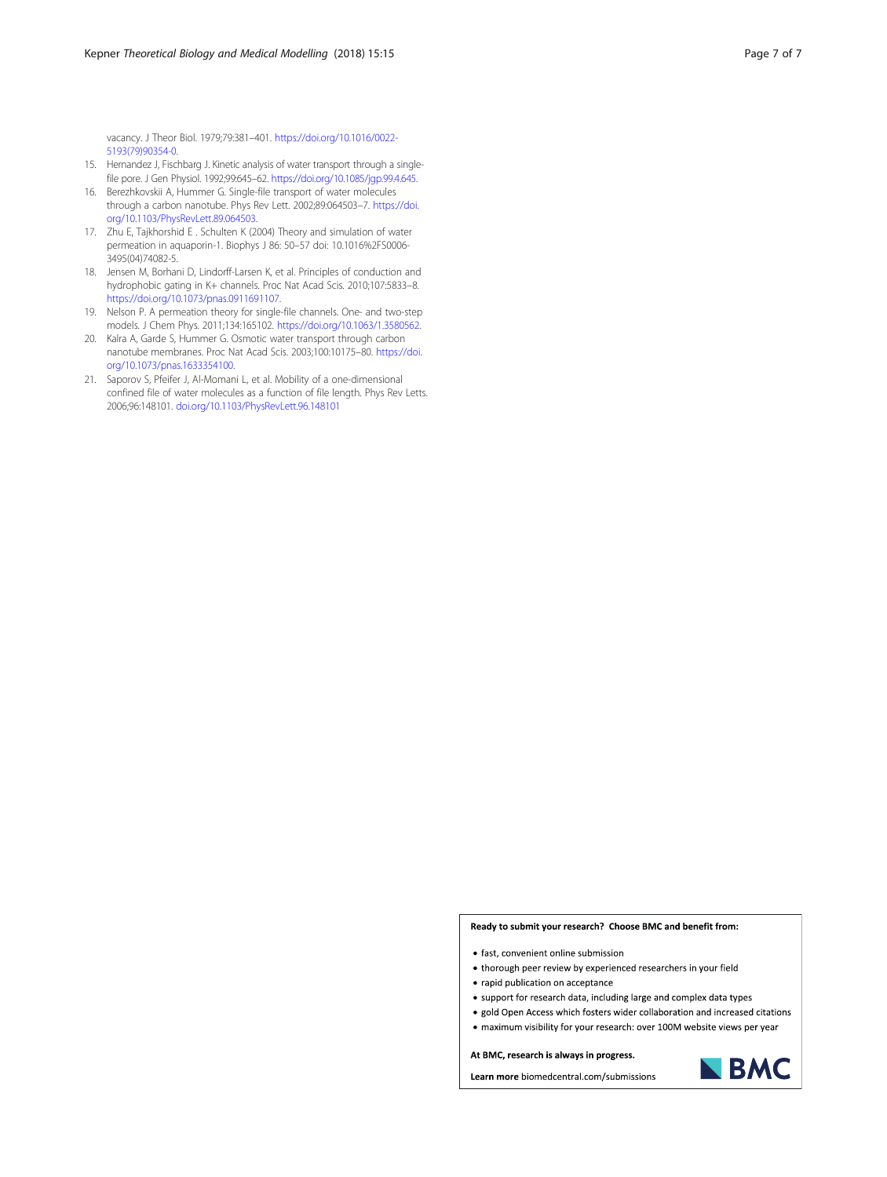vacancy. J Theor Biol. 1979;79:381–401. https://doi.org/10.1016/0022-5193(79)90354-0.

15. Hernandez J, Fischbarg J. Kinetic analysis of water transport through a single-file pore. J Gen Physiol. 1992;99:645–62. https://doi.org/10.1085/jgp.99.4.645.
16. Berezhkovskii A, Hummer G. Single-file transport of water molecules through a carbon nanotube. Phys Rev Lett. 2002;89:064503–7. https://doi.org/10.1103/PhysRevLett.89.064503.
17. Zhu E, Tajkhorshid E . Schulten K (2004) Theory and simulation of water permeation in aquaporin-1. Biophys J 86: 50–57 doi: 10.1016%2FS0006-3495(04)74082-5.
18. Jensen M, Borhani D, Lindorff-Larsen K, et al. Principles of conduction and hydrophobic gating in K+ channels. Proc Nat Acad Scis. 2010;107:5833–8. https://doi.org/10.1073/pnas.0911691107.
19. Nelson P. A permeation theory for single-file channels. One- and two-step models. J Chem Phys. 2011;134:165102. https://doi.org/10.1063/1.3580562.
20. Kalra A, Garde S, Hummer G. Osmotic water transport through carbon nanotube membranes. Proc Nat Acad Scis. 2003;100:10175–80. https://doi.org/10.1073/pnas.1633354100.
21. Saporov S, Pfeifer J, Al-Momani L, et al. Mobility of a one-dimensional confined file of water molecules as a function of file length. Phys Rev Letts. 2006;96:148101. doi.org/10.1103/PhysRevLett.96.148101

**Ready to submit your research? Choose BMC and benefit from:**

- fast, convenient online submission
- thorough peer review by experienced researchers in your field
- rapid publication on acceptance
- support for research data, including large and complex data types
- gold Open Access which fosters wider collaboration and increased citations
- maximum visibility for your research: over 100M website views per year

**At BMC, research is always in progress.**

**Learn more** biomedcentral.com/submissions

BMC